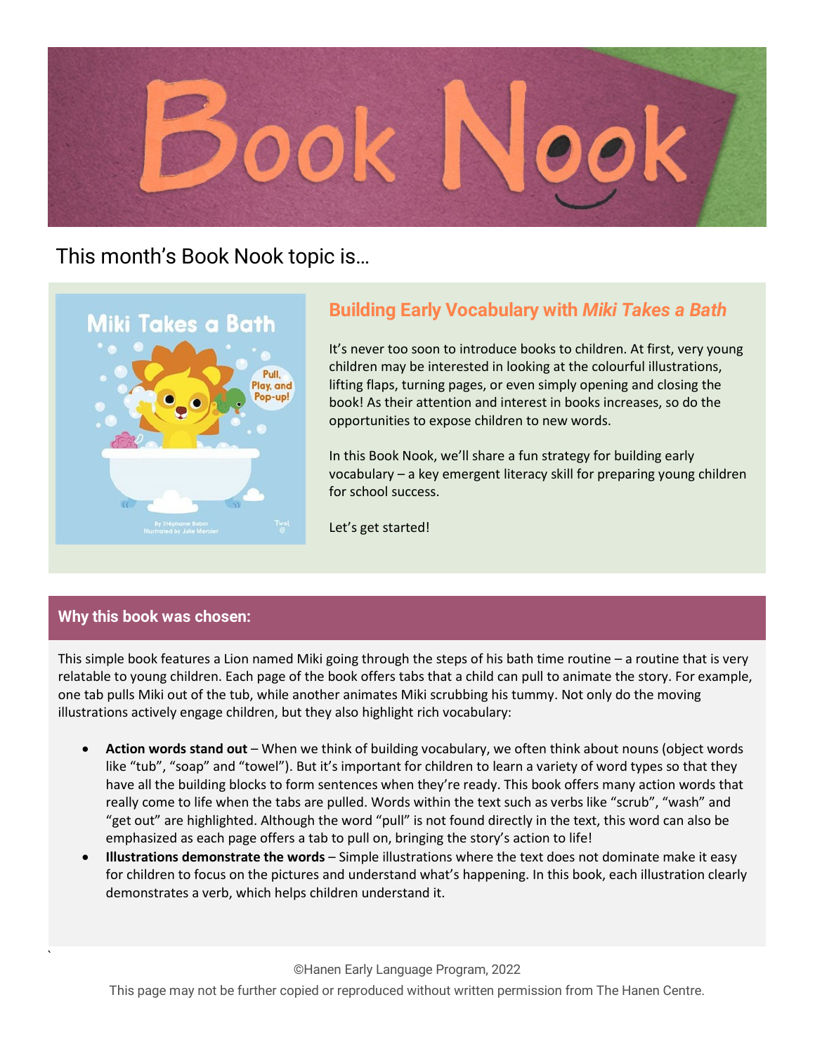# Book Nook

This month's Book Nook topic is…

## Building Early Vocabulary with *Miki Takes a Bath*

It's never too soon to introduce books to children. At first, very young children may be interested in looking at the colourful illustrations, lifting flaps, turning pages, or even simply opening and closing the book! As their attention and interest in books increases, so do the opportunities to expose children to new words.

In this Book Nook, we'll share a fun strategy for building early vocabulary – a key emergent literacy skill for preparing young children for school success.

Let's get started!

### Why this book was chosen:

This simple book features a Lion named Miki going through the steps of his bath time routine – a routine that is very relatable to young children. Each page of the book offers tabs that a child can pull to animate the story. For example, one tab pulls Miki out of the tub, while another animates Miki scrubbing his tummy. Not only do the moving illustrations actively engage children, but they also highlight rich vocabulary:

- **Action words stand out** – When we think of building vocabulary, we often think about nouns (object words like "tub", "soap" and "towel"). But it's important for children to learn a variety of word types so that they have all the building blocks to form sentences when they're ready. This book offers many action words that really come to life when the tabs are pulled. Words within the text such as verbs like "scrub", "wash" and "get out" are highlighted. Although the word "pull" is not found directly in the text, this word can also be emphasized as each page offers a tab to pull on, bringing the story's action to life!
- **Illustrations demonstrate the words** – Simple illustrations where the text does not dominate make it easy for children to focus on the pictures and understand what's happening. In this book, each illustration clearly demonstrates a verb, which helps children understand it.

©Hanen Early Language Program, 2022
This page may not be further copied or reproduced without written permission from The Hanen Centre.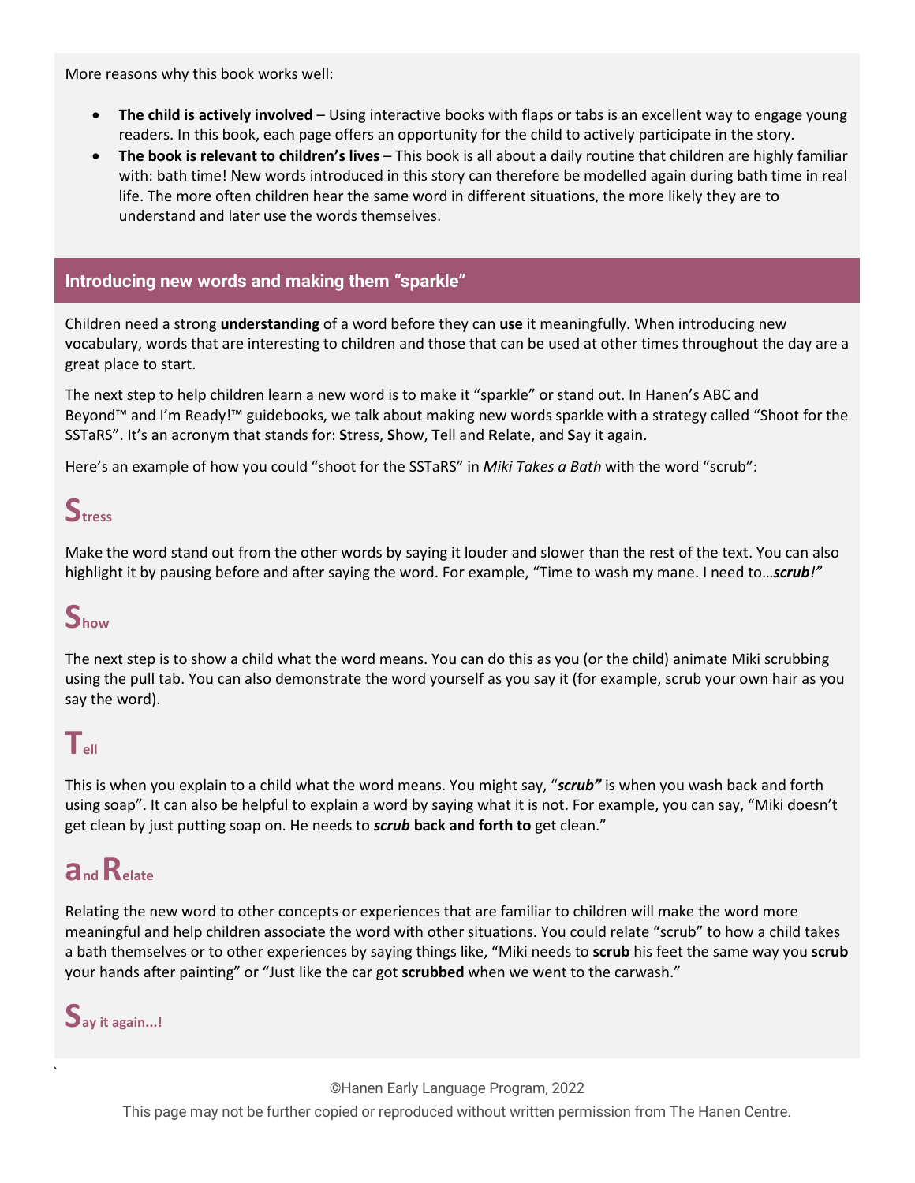More reasons why this book works well:

- **The child is actively involved** – Using interactive books with flaps or tabs is an excellent way to engage young readers. In this book, each page offers an opportunity for the child to actively participate in the story.
- **The book is relevant to children's lives** – This book is all about a daily routine that children are highly familiar with: bath time! New words introduced in this story can therefore be modelled again during bath time in real life. The more often children hear the same word in different situations, the more likely they are to understand and later use the words themselves.

## Introducing new words and making them "sparkle"

Children need a strong **understanding** of a word before they can **use** it meaningfully. When introducing new vocabulary, words that are interesting to children and those that can be used at other times throughout the day are a great place to start.

The next step to help children learn a new word is to make it "sparkle" or stand out. In Hanen's ABC and Beyond™ and I'm Ready!™ guidebooks, we talk about making new words sparkle with a strategy called "Shoot for the SSTaRS". It's an acronym that stands for: **S**tress, **S**how, **T**ell and **R**elate, and **S**ay it again.

Here's an example of how you could "shoot for the SSTaRS" in *Miki Takes a Bath* with the word "scrub":

### Stress

Make the word stand out from the other words by saying it louder and slower than the rest of the text. You can also highlight it by pausing before and after saying the word. For example, "Time to wash my mane. I need to…***scrub****!"*

### Show

The next step is to show a child what the word means. You can do this as you (or the child) animate Miki scrubbing using the pull tab. You can also demonstrate the word yourself as you say it (for example, scrub your own hair as you say the word).

### Tell

This is when you explain to a child what the word means. You might say, "***scrub"*** is when you wash back and forth using soap". It can also be helpful to explain a word by saying what it is not. For example, you can say, "Miki doesn't get clean by just putting soap on. He needs to ***scrub*** **back and forth to** get clean."

### and Relate

Relating the new word to other concepts or experiences that are familiar to children will make the word more meaningful and help children associate the word with other situations. You could relate "scrub" to how a child takes a bath themselves or to other experiences by saying things like, "Miki needs to **scrub** his feet the same way you **scrub** your hands after painting" or "Just like the car got **scrubbed** when we went to the carwash."

### Say it again…!

©Hanen Early Language Program, 2022

This page may not be further copied or reproduced without written permission from The Hanen Centre.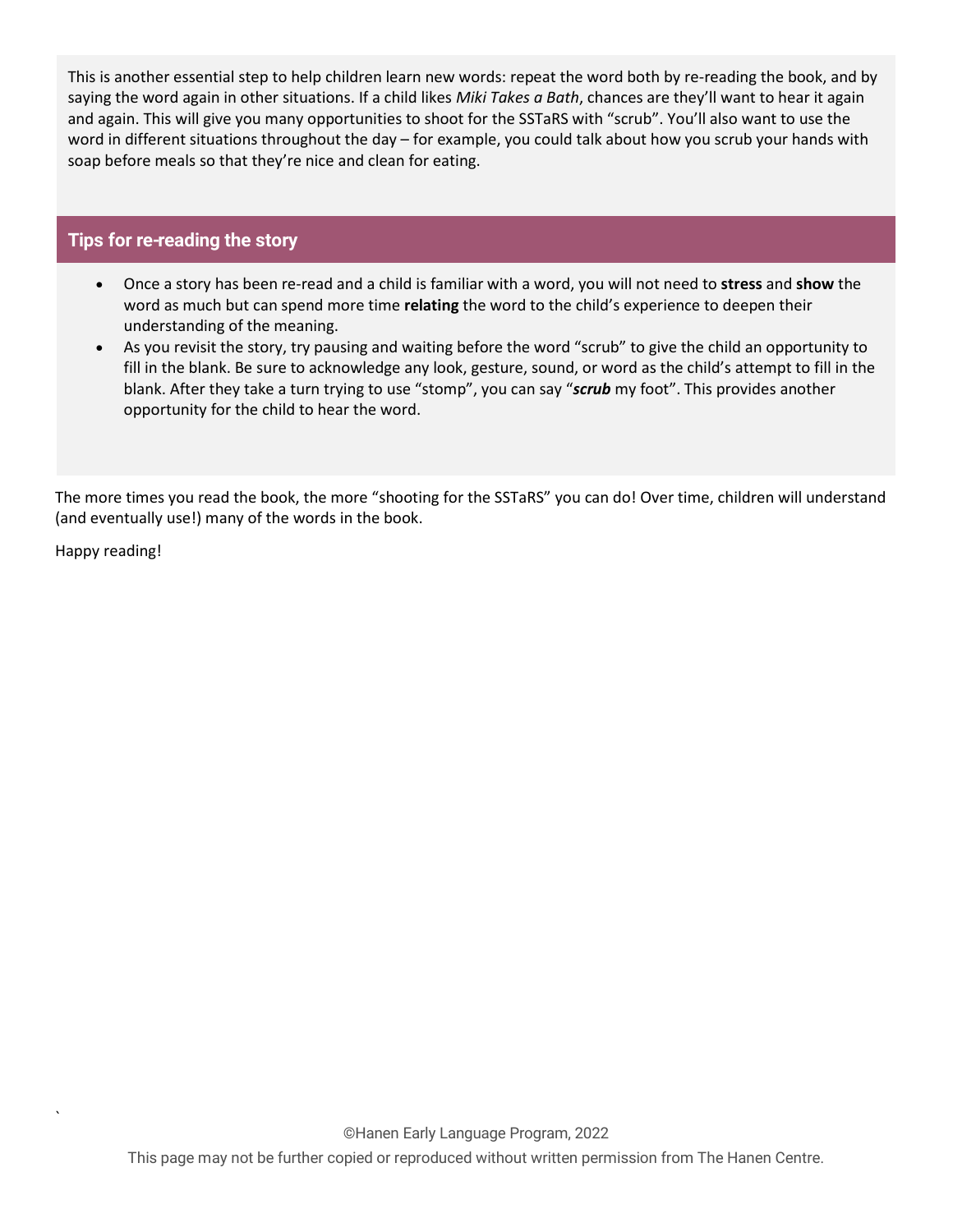This is another essential step to help children learn new words: repeat the word both by re-reading the book, and by saying the word again in other situations. If a child likes *Miki Takes a Bath*, chances are they'll want to hear it again and again. This will give you many opportunities to shoot for the SSTaRS with "scrub". You'll also want to use the word in different situations throughout the day – for example, you could talk about how you scrub your hands with soap before meals so that they're nice and clean for eating.

## Tips for re-reading the story

- Once a story has been re-read and a child is familiar with a word, you will not need to **stress** and **show** the word as much but can spend more time **relating** the word to the child's experience to deepen their understanding of the meaning.
- As you revisit the story, try pausing and waiting before the word "scrub" to give the child an opportunity to fill in the blank. Be sure to acknowledge any look, gesture, sound, or word as the child's attempt to fill in the blank. After they take a turn trying to use "stomp", you can say "***scrub*** my foot". This provides another opportunity for the child to hear the word.

The more times you read the book, the more "shooting for the SSTaRS" you can do! Over time, children will understand (and eventually use!) many of the words in the book.

Happy reading!

©Hanen Early Language Program, 2022

This page may not be further copied or reproduced without written permission from The Hanen Centre.